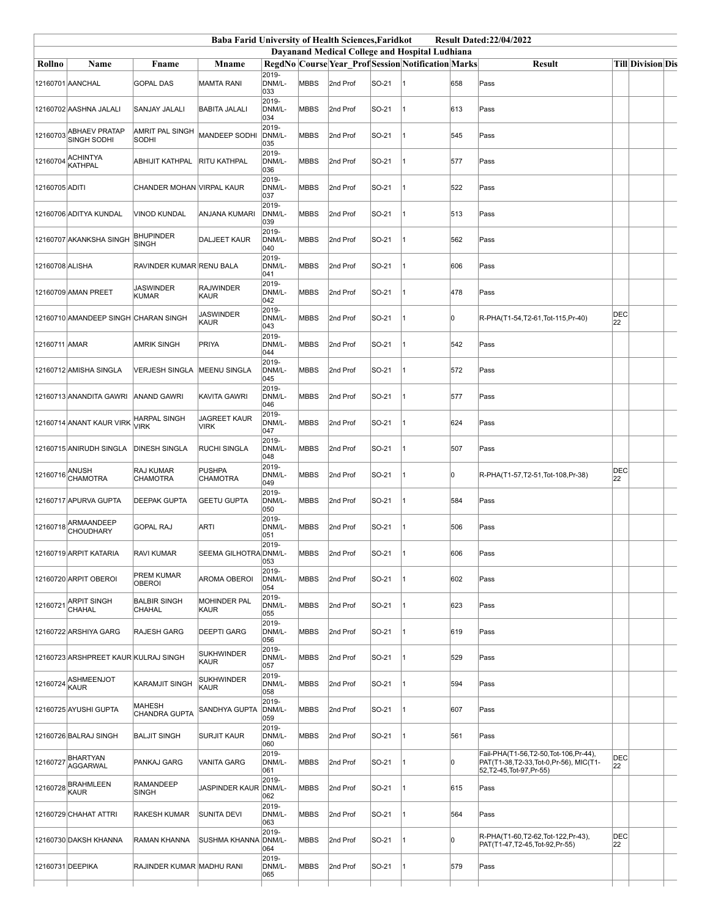**Baba Farid University of Health Sciences,Faridkot** **Result Dated:22/04/2022**

**Dayanand Medical College and Hospital Ludhiana**

| Rollno | Name | Fname | Mname | RegdNo | Course | Year_Prof | Session | Notification | Marks | Result | Till | Division | Dis |
|---|---|---|---|---|---|---|---|---|---|---|---|---|---|
| 12160701 | AANCHAL | GOPAL DAS | MAMTA RANI | 2019-DNM/L-033 | MBBS | 2nd Prof | SO-21 | 1 | 658 | Pass | | | |
| 12160702 | AASHNA JALALI | SANJAY JALALI | BABITA JALALI | 2019-DNM/L-034 | MBBS | 2nd Prof | SO-21 | 1 | 613 | Pass | | | |
| 12160703 | ABHAEV PRATAP SINGH SODHI | AMRIT PAL SINGH SODHI | MANDEEP SODHI | 2019-DNM/L-035 | MBBS | 2nd Prof | SO-21 | 1 | 545 | Pass | | | |
| 12160704 | ACHINTYA KATHPAL | ABHIJIT KATHPAL | RITU KATHPAL | 2019-DNM/L-036 | MBBS | 2nd Prof | SO-21 | 1 | 577 | Pass | | | |
| 12160705 | ADITI | CHANDER MOHAN | VIRPAL KAUR | 2019-DNM/L-037 | MBBS | 2nd Prof | SO-21 | 1 | 522 | Pass | | | |
| 12160706 | ADITYA KUNDAL | VINOD KUNDAL | ANJANA KUMARI | 2019-DNM/L-039 | MBBS | 2nd Prof | SO-21 | 1 | 513 | Pass | | | |
| 12160707 | AKANKSHA SINGH | BHUPINDER SINGH | DALJEET KAUR | 2019-DNM/L-040 | MBBS | 2nd Prof | SO-21 | 1 | 562 | Pass | | | |
| 12160708 | ALISHA | RAVINDER KUMAR | RENU BALA | 2019-DNM/L-041 | MBBS | 2nd Prof | SO-21 | 1 | 606 | Pass | | | |
| 12160709 | AMAN PREET | JASWINDER KUMAR | RAJWINDER KAUR | 2019-DNM/L-042 | MBBS | 2nd Prof | SO-21 | 1 | 478 | Pass | | | |
| 12160710 | AMANDEEP SINGH | CHARAN SINGH | JASWINDER KAUR | 2019-DNM/L-043 | MBBS | 2nd Prof | SO-21 | 1 | 0 | R-PHA(T1-54,T2-61,Tot-115,Pr-40) | DEC 22 | | |
| 12160711 | AMAR | AMRIK SINGH | PRIYA | 2019-DNM/L-044 | MBBS | 2nd Prof | SO-21 | 1 | 542 | Pass | | | |
| 12160712 | AMISHA SINGLA | VERJESH SINGLA | MEENU SINGLA | 2019-DNM/L-045 | MBBS | 2nd Prof | SO-21 | 1 | 572 | Pass | | | |
| 12160713 | ANANDITA GAWRI | ANAND GAWRI | KAVITA GAWRI | 2019-DNM/L-046 | MBBS | 2nd Prof | SO-21 | 1 | 577 | Pass | | | |
| 12160714 | ANANT KAUR VIRK | HARPAL SINGH VIRK | JAGREET KAUR VIRK | 2019-DNM/L-047 | MBBS | 2nd Prof | SO-21 | 1 | 624 | Pass | | | |
| 12160715 | ANIRUDH SINGLA | DINESH SINGLA | RUCHI SINGLA | 2019-DNM/L-048 | MBBS | 2nd Prof | SO-21 | 1 | 507 | Pass | | | |
| 12160716 | ANUSH CHAMOTRA | RAJ KUMAR CHAMOTRA | PUSHPA CHAMOTRA | 2019-DNM/L-049 | MBBS | 2nd Prof | SO-21 | 1 | 0 | R-PHA(T1-57,T2-51,Tot-108,Pr-38) | DEC 22 | | |
| 12160717 | APURVA GUPTA | DEEPAK GUPTA | GEETU GUPTA | 2019-DNM/L-050 | MBBS | 2nd Prof | SO-21 | 1 | 584 | Pass | | | |
| 12160718 | ARMAANDEEP CHOUDHARY | GOPAL RAJ | ARTI | 2019-DNM/L-051 | MBBS | 2nd Prof | SO-21 | 1 | 506 | Pass | | | |
| 12160719 | ARPIT KATARIA | RAVI KUMAR | SEEMA GILHOTRA | 2019-DNM/L-053 | MBBS | 2nd Prof | SO-21 | 1 | 606 | Pass | | | |
| 12160720 | ARPIT OBEROI | PREM KUMAR OBEROI | AROMA OBEROI | 2019-DNM/L-054 | MBBS | 2nd Prof | SO-21 | 1 | 602 | Pass | | | |
| 12160721 | ARPIT SINGH CHAHAL | BALBIR SINGH CHAHAL | MOHINDER PAL KAUR | 2019-DNM/L-055 | MBBS | 2nd Prof | SO-21 | 1 | 623 | Pass | | | |
| 12160722 | ARSHIYA GARG | RAJESH GARG | DEEPTI GARG | 2019-DNM/L-056 | MBBS | 2nd Prof | SO-21 | 1 | 619 | Pass | | | |
| 12160723 | ARSHPREET KAUR | KULRAJ SINGH | SUKHWINDER KAUR | 2019-DNM/L-057 | MBBS | 2nd Prof | SO-21 | 1 | 529 | Pass | | | |
| 12160724 | ASHMEENJOT KAUR | KARAMJIT SINGH | SUKHWINDER KAUR | 2019-DNM/L-058 | MBBS | 2nd Prof | SO-21 | 1 | 594 | Pass | | | |
| 12160725 | AYUSHI GUPTA | MAHESH CHANDRA GUPTA | SANDHYA GUPTA | 2019-DNM/L-059 | MBBS | 2nd Prof | SO-21 | 1 | 607 | Pass | | | |
| 12160726 | BALRAJ SINGH | BALJIT SINGH | SURJIT KAUR | 2019-DNM/L-060 | MBBS | 2nd Prof | SO-21 | 1 | 561 | Pass | | | |
| 12160727 | BHARTYAN AGGARWAL | PANKAJ GARG | VANITA GARG | 2019-DNM/L-061 | MBBS | 2nd Prof | SO-21 | 1 | 0 | Fail-PHA(T1-56,T2-50,Tot-106,Pr-44), PAT(T1-38,T2-33,Tot-0,Pr-56), MIC(T1-52,T2-45,Tot-97,Pr-55) | DEC 22 | | |
| 12160728 | BRAHMLEEN KAUR | RAMANDEEP SINGH | JASPINDER KAUR | 2019-DNM/L-062 | MBBS | 2nd Prof | SO-21 | 1 | 615 | Pass | | | |
| 12160729 | CHAHAT ATTRI | RAKESH KUMAR | SUNITA DEVI | 2019-DNM/L-063 | MBBS | 2nd Prof | SO-21 | 1 | 564 | Pass | | | |
| 12160730 | DAKSH KHANNA | RAMAN KHANNA | SUSHMA KHANNA | 2019-DNM/L-064 | MBBS | 2nd Prof | SO-21 | 1 | 0 | R-PHA(T1-60,T2-62,Tot-122,Pr-43), PAT(T1-47,T2-45,Tot-92,Pr-55) | DEC 22 | | |
| 12160731 | DEEPIKA | RAJINDER KUMAR | MADHU RANI | 2019-DNM/L-065 | MBBS | 2nd Prof | SO-21 | 1 | 579 | Pass | | | |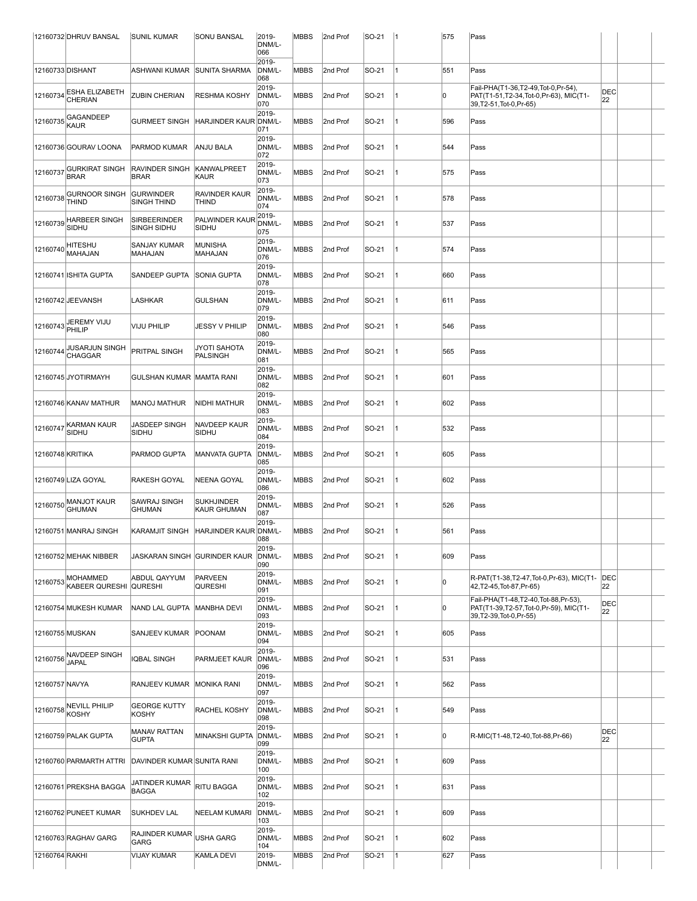| | | | | | | | | | | | | | |
|---|---|---|---|---|---|---|---|---|---|---|---|---|---|
| 12160732 | DHRUV BANSAL | SUNIL KUMAR | SONU BANSAL | 2019-DNM/L-066 | MBBS | 2nd Prof | SO-21 | 1 | 575 | Pass | | | |
| 12160733 | DISHANT | ASHWANI KUMAR | SUNITA SHARMA | 2019-DNM/L-068 | MBBS | 2nd Prof | SO-21 | 1 | 551 | Pass | | | |
| 12160734 | ESHA ELIZABETH CHERIAN | ZUBIN CHERIAN | RESHMA KOSHY | 2019-DNM/L-070 | MBBS | 2nd Prof | SO-21 | 1 | 0 | Fail-PHA(T1-36,T2-49,Tot-0,Pr-54), PAT(T1-51,T2-34,Tot-0,Pr-63), MIC(T1-39,T2-51,Tot-0,Pr-65) | DEC 22 | | |
| 12160735 | GAGANDEEP KAUR | GURMEET SINGH | HARJINDER KAUR | 2019-DNM/L-071 | MBBS | 2nd Prof | SO-21 | 1 | 596 | Pass | | | |
| 12160736 | GOURAV LOONA | PARMOD KUMAR | ANJU BALA | 2019-DNM/L-072 | MBBS | 2nd Prof | SO-21 | 1 | 544 | Pass | | | |
| 12160737 | GURKIRAT SINGH BRAR | RAVINDER SINGH BRAR | KANWALPREET KAUR | 2019-DNM/L-073 | MBBS | 2nd Prof | SO-21 | 1 | 575 | Pass | | | |
| 12160738 | GURNOOR SINGH THIND | GURWINDER SINGH THIND | RAVINDER KAUR THIND | 2019-DNM/L-074 | MBBS | 2nd Prof | SO-21 | 1 | 578 | Pass | | | |
| 12160739 | HARBEER SINGH SIDHU | SIRBEERINDER SINGH SIDHU | PALWINDER KAUR SIDHU | 2019-DNM/L-075 | MBBS | 2nd Prof | SO-21 | 1 | 537 | Pass | | | |
| 12160740 | HITESHU MAHAJAN | SANJAY KUMAR MAHAJAN | MUNISHA MAHAJAN | 2019-DNM/L-076 | MBBS | 2nd Prof | SO-21 | 1 | 574 | Pass | | | |
| 12160741 | ISHITA GUPTA | SANDEEP GUPTA | SONIA GUPTA | 2019-DNM/L-078 | MBBS | 2nd Prof | SO-21 | 1 | 660 | Pass | | | |
| 12160742 | JEEVANSH | LASHKAR | GULSHAN | 2019-DNM/L-079 | MBBS | 2nd Prof | SO-21 | 1 | 611 | Pass | | | |
| 12160743 | JEREMY VIJU PHILIP | VIJU PHILIP | JESSY V PHILIP | 2019-DNM/L-080 | MBBS | 2nd Prof | SO-21 | 1 | 546 | Pass | | | |
| 12160744 | JUSARJUN SINGH CHAGGAR | PRITPAL SINGH | JYOTI SAHOTA PALSINGH | 2019-DNM/L-081 | MBBS | 2nd Prof | SO-21 | 1 | 565 | Pass | | | |
| 12160745 | JYOTIRMAYH | GULSHAN KUMAR | MAMTA RANI | 2019-DNM/L-082 | MBBS | 2nd Prof | SO-21 | 1 | 601 | Pass | | | |
| 12160746 | KANAV MATHUR | MANOJ MATHUR | NIDHI MATHUR | 2019-DNM/L-083 | MBBS | 2nd Prof | SO-21 | 1 | 602 | Pass | | | |
| 12160747 | KARMAN KAUR SIDHU | JASDEEP SINGH SIDHU | NAVDEEP KAUR SIDHU | 2019-DNM/L-084 | MBBS | 2nd Prof | SO-21 | 1 | 532 | Pass | | | |
| 12160748 | KRITIKA | PARMOD GUPTA | MANVATA GUPTA | 2019-DNM/L-085 | MBBS | 2nd Prof | SO-21 | 1 | 605 | Pass | | | |
| 12160749 | LIZA GOYAL | RAKESH GOYAL | NEENA GOYAL | 2019-DNM/L-086 | MBBS | 2nd Prof | SO-21 | 1 | 602 | Pass | | | |
| 12160750 | MANJOT KAUR GHUMAN | SAWRAJ SINGH GHUMAN | SUKHJINDER KAUR GHUMAN | 2019-DNM/L-087 | MBBS | 2nd Prof | SO-21 | 1 | 526 | Pass | | | |
| 12160751 | MANRAJ SINGH | KARAMJIT SINGH | HARJINDER KAUR | 2019-DNM/L-088 | MBBS | 2nd Prof | SO-21 | 1 | 561 | Pass | | | |
| 12160752 | MEHAK NIBBER | JASKARAN SINGH | GURINDER KAUR | 2019-DNM/L-090 | MBBS | 2nd Prof | SO-21 | 1 | 609 | Pass | | | |
| 12160753 | MOHAMMED KABEER QURESHI | ABDUL QAYYUM QURESHI | PARVEEN QURESHI | 2019-DNM/L-091 | MBBS | 2nd Prof | SO-21 | 1 | 0 | R-PAT(T1-38,T2-47,Tot-0,Pr-63), MIC(T1-42,T2-45,Tot-87,Pr-65) | DEC 22 | | |
| 12160754 | MUKESH KUMAR | NAND LAL GUPTA | MANBHA DEVI | 2019-DNM/L-093 | MBBS | 2nd Prof | SO-21 | 1 | 0 | Fail-PHA(T1-48,T2-40,Tot-88,Pr-53), PAT(T1-39,T2-57,Tot-0,Pr-59), MIC(T1-39,T2-39,Tot-0,Pr-55) | DEC 22 | | |
| 12160755 | MUSKAN | SANJEEV KUMAR | POONAM | 2019-DNM/L-094 | MBBS | 2nd Prof | SO-21 | 1 | 605 | Pass | | | |
| 12160756 | NAVDEEP SINGH JAPAL | IQBAL SINGH | PARMJEET KAUR | 2019-DNM/L-096 | MBBS | 2nd Prof | SO-21 | 1 | 531 | Pass | | | |
| 12160757 | NAVYA | RANJEEV KUMAR | MONIKA RANI | 2019-DNM/L-097 | MBBS | 2nd Prof | SO-21 | 1 | 562 | Pass | | | |
| 12160758 | NEVILL PHILIP KOSHY | GEORGE KUTTY KOSHY | RACHEL KOSHY | 2019-DNM/L-098 | MBBS | 2nd Prof | SO-21 | 1 | 549 | Pass | | | |
| 12160759 | PALAK GUPTA | MANAV RATTAN GUPTA | MINAKSHI GUPTA | 2019-DNM/L-099 | MBBS | 2nd Prof | SO-21 | 1 | 0 | R-MIC(T1-48,T2-40,Tot-88,Pr-66) | DEC 22 | | |
| 12160760 | PARMARTH ATTRI | DAVINDER KUMAR | SUNITA RANI | 2019-DNM/L-100 | MBBS | 2nd Prof | SO-21 | 1 | 609 | Pass | | | |
| 12160761 | PREKSHA BAGGA | JATINDER KUMAR BAGGA | RITU BAGGA | 2019-DNM/L-102 | MBBS | 2nd Prof | SO-21 | 1 | 631 | Pass | | | |
| 12160762 | PUNEET KUMAR | SUKHDEV LAL | NEELAM KUMARI | 2019-DNM/L-103 | MBBS | 2nd Prof | SO-21 | 1 | 609 | Pass | | | |
| 12160763 | RAGHAV GARG | RAJINDER KUMAR GARG | USHA GARG | 2019-DNM/L-104 | MBBS | 2nd Prof | SO-21 | 1 | 602 | Pass | | | |
| 12160764 | RAKHI | VIJAY KUMAR | KAMLA DEVI | 2019-DNM/L- | MBBS | 2nd Prof | SO-21 | 1 | 627 | Pass | | | |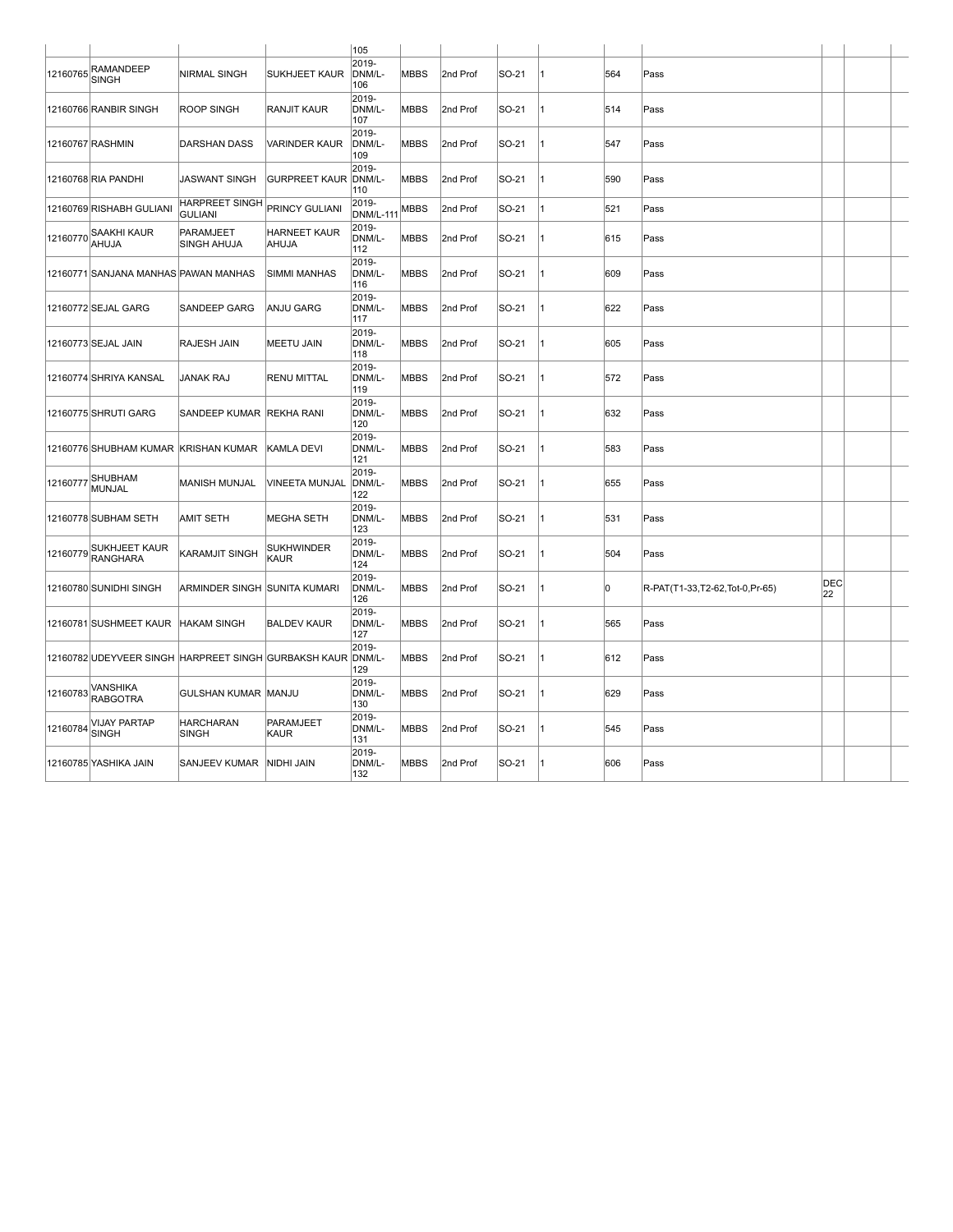| | | | | | | | | | | | | | |
|---|---|---|---|---|---|---|---|---|---|---|---|---|---|
| | | | | 105 | | | | | | | | | |
| 12160765 | RAMANDEEP SINGH | NIRMAL SINGH | SUKHJEET KAUR | 2019-DNM/L-106 | MBBS | 2nd Prof | SO-21 | 1 | 564 | Pass | | | |
| 12160766 | RANBIR SINGH | ROOP SINGH | RANJIT KAUR | 2019-DNM/L-107 | MBBS | 2nd Prof | SO-21 | 1 | 514 | Pass | | | |
| 12160767 | RASHMIN | DARSHAN DASS | VARINDER KAUR | 2019-DNM/L-109 | MBBS | 2nd Prof | SO-21 | 1 | 547 | Pass | | | |
| 12160768 | RIA PANDHI | JASWANT SINGH | GURPREET KAUR | 2019-DNM/L-110 | MBBS | 2nd Prof | SO-21 | 1 | 590 | Pass | | | |
| 12160769 | RISHABH GULIANI | HARPREET SINGH GULIANI | PRINCY GULIANI | 2019-DNM/L-111 | MBBS | 2nd Prof | SO-21 | 1 | 521 | Pass | | | |
| 12160770 | SAAKHI KAUR AHUJA | PARAMJEET SINGH AHUJA | HARNEET KAUR AHUJA | 2019-DNM/L-112 | MBBS | 2nd Prof | SO-21 | 1 | 615 | Pass | | | |
| 12160771 | SANJANA MANHAS | PAWAN MANHAS | SIMMI MANHAS | 2019-DNM/L-116 | MBBS | 2nd Prof | SO-21 | 1 | 609 | Pass | | | |
| 12160772 | SEJAL GARG | SANDEEP GARG | ANJU GARG | 2019-DNM/L-117 | MBBS | 2nd Prof | SO-21 | 1 | 622 | Pass | | | |
| 12160773 | SEJAL JAIN | RAJESH JAIN | MEETU JAIN | 2019-DNM/L-118 | MBBS | 2nd Prof | SO-21 | 1 | 605 | Pass | | | |
| 12160774 | SHRIYA KANSAL | JANAK RAJ | RENU MITTAL | 2019-DNM/L-119 | MBBS | 2nd Prof | SO-21 | 1 | 572 | Pass | | | |
| 12160775 | SHRUTI GARG | SANDEEP KUMAR | REKHA RANI | 2019-DNM/L-120 | MBBS | 2nd Prof | SO-21 | 1 | 632 | Pass | | | |
| 12160776 | SHUBHAM KUMAR | KRISHAN KUMAR | KAMLA DEVI | 2019-DNM/L-121 | MBBS | 2nd Prof | SO-21 | 1 | 583 | Pass | | | |
| 12160777 | SHUBHAM MUNJAL | MANISH MUNJAL | VINEETA MUNJAL | 2019-DNM/L-122 | MBBS | 2nd Prof | SO-21 | 1 | 655 | Pass | | | |
| 12160778 | SUBHAM SETH | AMIT SETH | MEGHA SETH | 2019-DNM/L-123 | MBBS | 2nd Prof | SO-21 | 1 | 531 | Pass | | | |
| 12160779 | SUKHJEET KAUR RANGHARA | KARAMJIT SINGH | SUKHWINDER KAUR | 2019-DNM/L-124 | MBBS | 2nd Prof | SO-21 | 1 | 504 | Pass | | | |
| 12160780 | SUNIDHI SINGH | ARMINDER SINGH | SUNITA KUMARI | 2019-DNM/L-126 | MBBS | 2nd Prof | SO-21 | 1 | 0 | R-PAT(T1-33,T2-62,Tot-0,Pr-65) | DEC 22 | | |
| 12160781 | SUSHMEET KAUR | HAKAM SINGH | BALDEV KAUR | 2019-DNM/L-127 | MBBS | 2nd Prof | SO-21 | 1 | 565 | Pass | | | |
| 12160782 | UDEYVEER SINGH | HARPREET SINGH | GURBAKSH KAUR | 2019-DNM/L-129 | MBBS | 2nd Prof | SO-21 | 1 | 612 | Pass | | | |
| 12160783 | VANSHIKA RABGOTRA | GULSHAN KUMAR | MANJU | 2019-DNM/L-130 | MBBS | 2nd Prof | SO-21 | 1 | 629 | Pass | | | |
| 12160784 | VIJAY PARTAP SINGH | HARCHARAN SINGH | PARAMJEET KAUR | 2019-DNM/L-131 | MBBS | 2nd Prof | SO-21 | 1 | 545 | Pass | | | |
| 12160785 | YASHIKA JAIN | SANJEEV KUMAR | NIDHI JAIN | 2019-DNM/L-132 | MBBS | 2nd Prof | SO-21 | 1 | 606 | Pass | | | |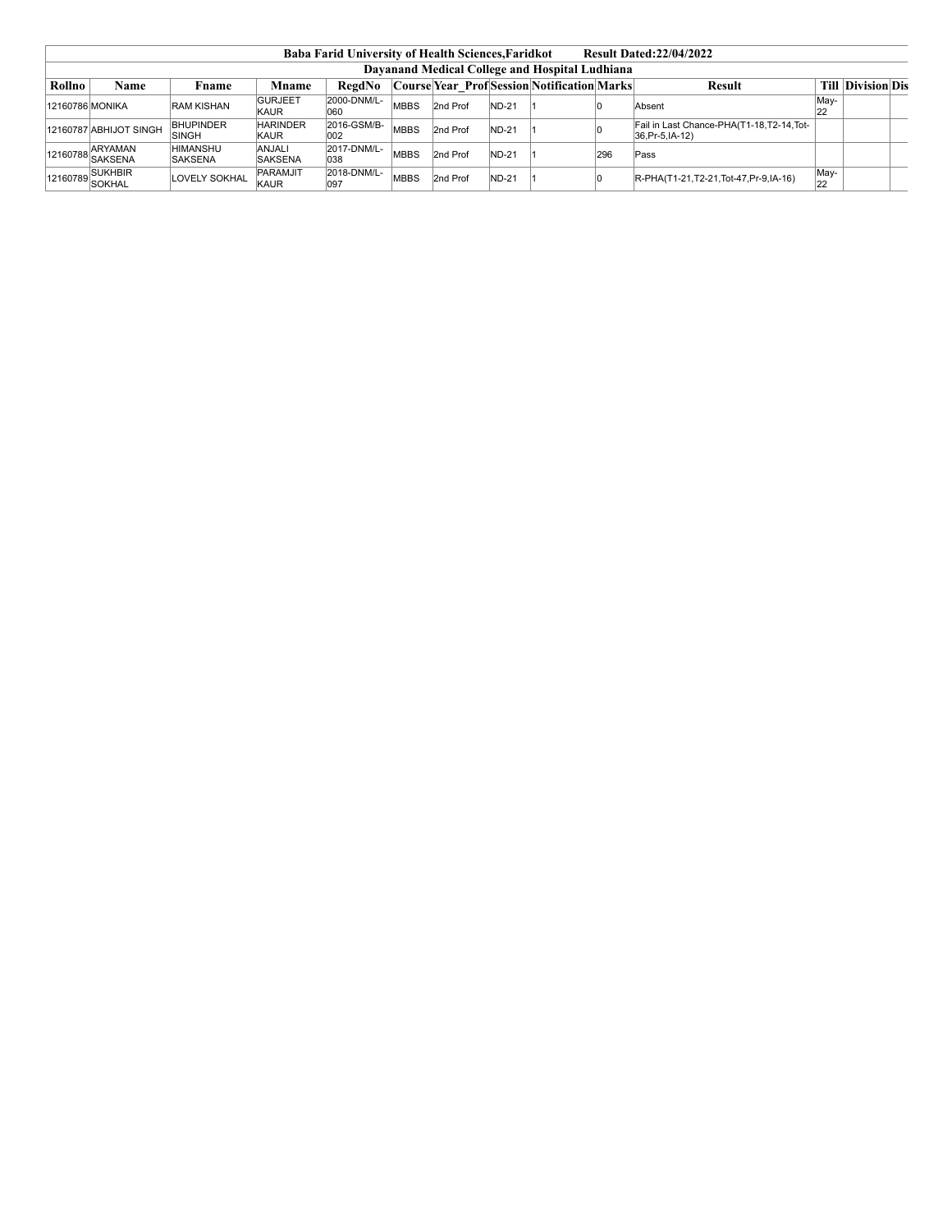**Baba Farid University of Health Sciences,Faridkot** **Result Dated:22/04/2022**

**Dayanand Medical College and Hospital Ludhiana**

| Rollno | Name | Fname | Mname | RegdNo | Course | Year_Prof | Session | Notification | Marks | Result | Till | Division | Dis |
|---|---|---|---|---|---|---|---|---|---|---|---|---|---|
| 12160786 | MONIKA | RAM KISHAN | GURJEET KAUR | 2000-DNM/L-060 | MBBS | 2nd Prof | ND-21 | 1 | 0 | Absent | May-22 | | |
| 12160787 | ABHIJOT SINGH | BHUPINDER SINGH | HARINDER KAUR | 2016-GSM/B-002 | MBBS | 2nd Prof | ND-21 | 1 | 0 | Fail in Last Chance-PHA(T1-18,T2-14,Tot-36,Pr-5,IA-12) | | | |
| 12160788 | ARYAMAN SAKSENA | HIMANSHU SAKSENA | ANJALI SAKSENA | 2017-DNM/L-038 | MBBS | 2nd Prof | ND-21 | 1 | 296 | Pass | | | |
| 12160789 | SUKHBIR SOKHAL | LOVELY SOKHAL | PARAMJIT KAUR | 2018-DNM/L-097 | MBBS | 2nd Prof | ND-21 | 1 | 0 | R-PHA(T1-21,T2-21,Tot-47,Pr-9,IA-16) | May-22 | | |